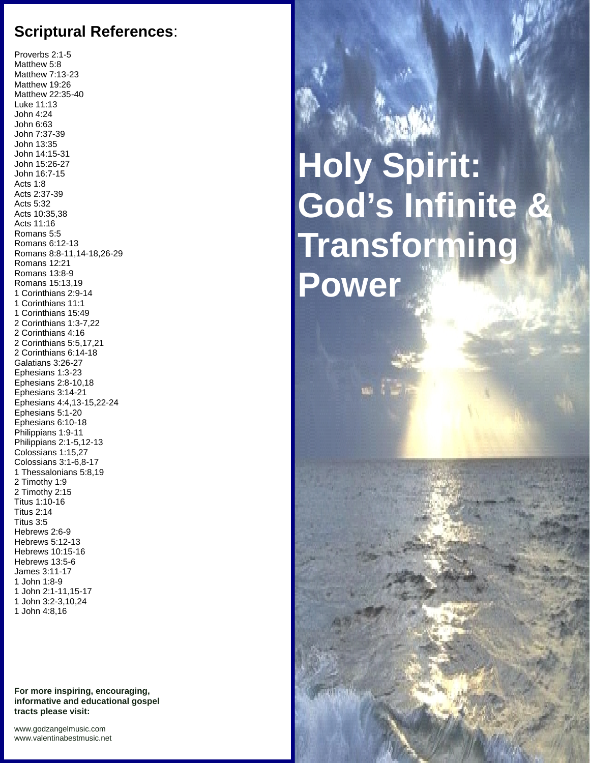# Holy Spirit: God's Infinite & Transforming Power

## **Scriptural References**:

Proverbs 2:1-5
Matthew 5:8
Matthew 7:13-23
Matthew 19:26
Matthew 22:35-40
Luke 11:13
John 4:24
John 6:63
John 7:37-39
John 13:35
John 14:15-31
John 15:26-27
John 16:7-15
Acts 1:8
Acts 2:37-39
Acts 5:32
Acts 10:35,38
Acts 11:16
Romans 5:5
Romans 6:12-13
Romans 8:8-11,14-18,26-29
Romans 12:21
Romans 13:8-9
Romans 15:13,19
1 Corinthians 2:9-14
1 Corinthians 11:1
1 Corinthians 15:49
2 Corinthians 1:3-7,22
2 Corinthians 4:16
2 Corinthians 5:5,17,21
2 Corinthians 6:14-18
Galatians 3:26-27
Ephesians 1:3-23
Ephesians 2:8-10,18
Ephesians 3:14-21
Ephesians 4:4,13-15,22-24
Ephesians 5:1-20
Ephesians 6:10-18
Philippians 1:9-11
Philippians 2:1-5,12-13
Colossians 1:15,27
Colossians 3:1-6,8-17
1 Thessalonians 5:8,19
2 Timothy 1:9
2 Timothy 2:15
Titus 1:10-16
Titus 2:14
Titus 3:5
Hebrews 2:6-9
Hebrews 5:12-13
Hebrews 10:15-16
Hebrews 13:5-6
James 3:11-17
1 John 1:8-9
1 John 2:1-11,15-17
1 John 3:2-3,10,24
1 John 4:8,16

**For more inspiring, encouraging, informative and educational gospel tracts please visit:**

www.godzangelmusic.com
www.valentinabestmusic.net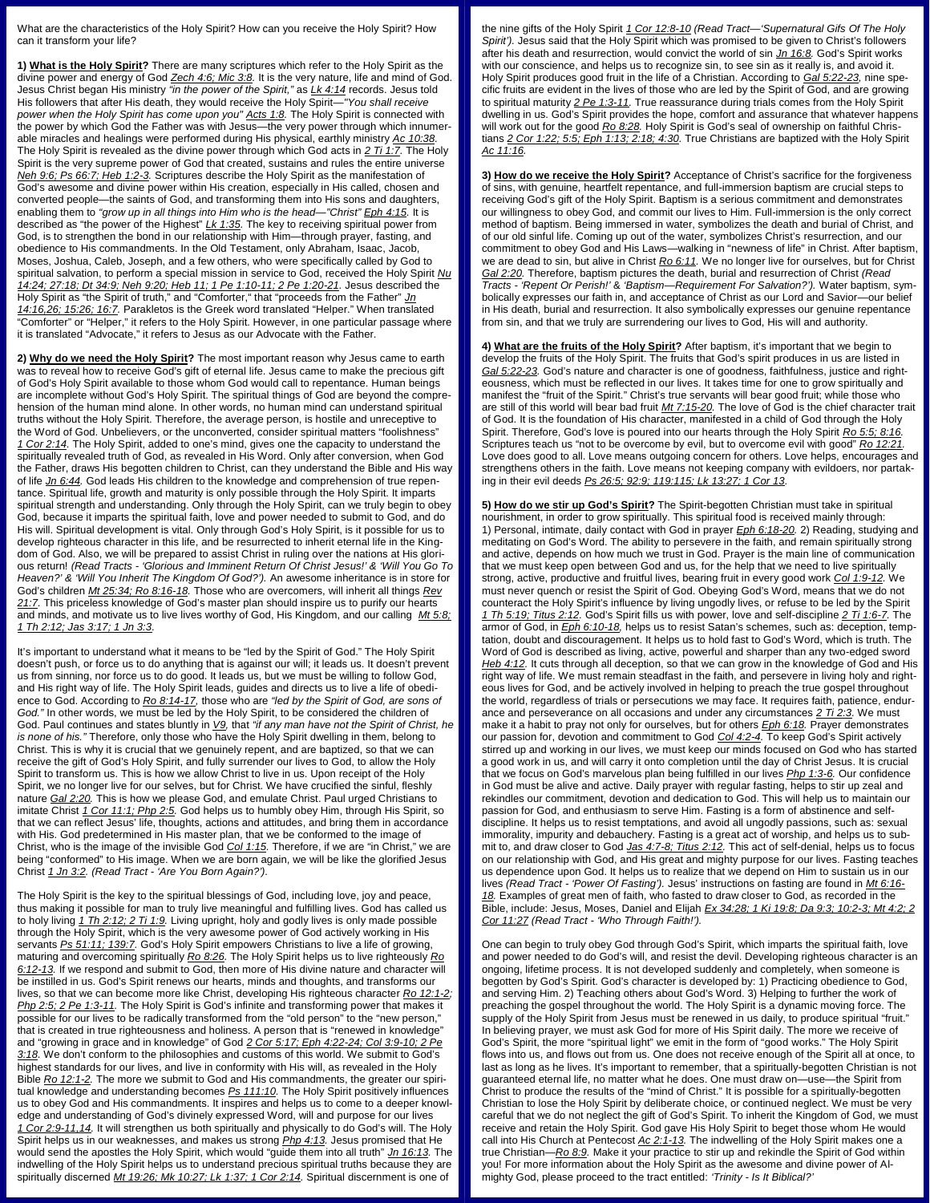What are the characteristics of the Holy Spirit? How can you receive the Holy Spirit? How can it transform your life?

**1) What is the Holy Spirit?** There are many scriptures which refer to the Holy Spirit as the divine power and energy of God *Zech 4:6; Mic 3:8*. It is the very nature, life and mind of God. Jesus Christ began His ministry *"in the power of the Spirit,"* as *Lk 4:14* records. Jesus told His followers that after His death, they would receive the Holy Spirit—*"You shall receive power when the Holy Spirit has come upon you" Acts 1:8.* The Holy Spirit is connected with the power by which God the Father was with Jesus—the very power through which innumerable miracles and healings were performed during His physical, earthly ministry *Ac 10:38*. The Holy Spirit is revealed as the divine power through which God acts in *2 Ti 1:7.* The Holy Spirit is the very supreme power of God that created, sustains and rules the entire universe *Neh 9:6; Ps 66:7; Heb 1:2-3.* Scriptures describe the Holy Spirit as the manifestation of God's awesome and divine power within His creation, especially in His called, chosen and converted people—the saints of God, and transforming them into His sons and daughters, enabling them to *"grow up in all things into Him who is the head—"Christ" Eph 4:15.* It is described as "the power of the Highest" *Lk 1:35.* The key to receiving spiritual power from God, is to strengthen the bond in our relationship with Him—through prayer, fasting, and obedience to His commandments. In the Old Testament, only Abraham, Isaac, Jacob, Moses, Joshua, Caleb, Joseph, and a few others, who were specifically called by God to spiritual salvation, to perform a special mission in service to God, received the Holy Spirit *Nu 14:24; 27:18; Dt 34:9; Neh 9:20; Heb 11; 1 Pe 1:10-11; 2 Pe 1:20-21.* Jesus described the Holy Spirit as "the Spirit of truth," and "Comforter," that "proceeds from the Father" *Jn 14:16,26; 15:26; 16:7.* Parakletos is the Greek word translated "Helper." When translated "Comforter" or "Helper," it refers to the Holy Spirit. However, in one particular passage where it is translated "Advocate," it refers to Jesus as our Advocate with the Father.

**2) Why do we need the Holy Spirit?** The most important reason why Jesus came to earth was to reveal how to receive God's gift of eternal life. Jesus came to make the precious gift of God's Holy Spirit available to those whom God would call to repentance. Human beings are incomplete without God's Holy Spirit. The spiritual things of God are beyond the comprehension of the human mind alone. In other words, no human mind can understand spiritual truths without the Holy Spirit. Therefore, the average person, is hostile and unreceptive to the Word of God. Unbelievers, or the unconverted, consider spiritual matters "foolishness" *1 Cor 2:14.* The Holy Spirit, added to one's mind, gives one the capacity to understand the spiritually revealed truth of God, as revealed in His Word. Only after conversion, when God the Father, draws His begotten children to Christ, can they understand the Bible and His way of life *Jn 6:44.* God leads His children to the knowledge and comprehension of true repentance. Spiritual life, growth and maturity is only possible through the Holy Spirit. It imparts spiritual strength and understanding. Only through the Holy Spirit, can we truly begin to obey God, because it imparts the spiritual faith, love and power needed to submit to God, and do His will. Spiritual development is vital. Only through God's Holy Spirit, is it possible for us to develop righteous character in this life, and be resurrected to inherit eternal life in the Kingdom of God. Also, we will be prepared to assist Christ in ruling over the nations at His glorious return! *(Read Tracts - 'Glorious and Imminent Return Of Christ Jesus!' & 'Will You Go To Heaven?' & 'Will You Inherit The Kingdom Of God?').* An awesome inheritance is in store for God's children *Mt 25:34; Ro 8:16-18.* Those who are overcomers, will inherit all things *Rev 21:7.* This priceless knowledge of God's master plan should inspire us to purify our hearts and minds, and motivate us to live lives worthy of God, His Kingdom, and our calling *Mt 5:8; 1 Th 2:12; Jas 3:17; 1 Jn 3:3.*

It's important to understand what it means to be "led by the Spirit of God." The Holy Spirit doesn't push, or force us to do anything that is against our will; it leads us. It doesn't prevent us from sinning, nor force us to do good. It leads us, but we must be willing to follow God, and His right way of life. The Holy Spirit leads, guides and directs us to live a life of obedience to God. According to *Ro 8:14-17,* those who are *"led by the Spirit of God, are sons of God."* In other words, we must be led by the Holy Spirit, to be considered the children of God. Paul continues and states bluntly in *V9,* that *"if any man have not the Spirit of Christ, he is none of his."* Therefore, only those who have the Holy Spirit dwelling in them, belong to Christ. This is why it is crucial that we genuinely repent, and are baptized, so that we can receive the gift of God's Holy Spirit, and fully surrender our lives to God, to allow the Holy Spirit to transform us. This is how we allow Christ to live in us. Upon receipt of the Holy Spirit, we no longer live for our selves, but for Christ. We have crucified the sinful, fleshly nature *Gal 2:20.* This is how we please God, and emulate Christ. Paul urged Christians to imitate Christ *1 Cor 11:1; Php 2:5.* God helps us to humbly obey Him, through His Spirit, so that we can reflect Jesus' life, thoughts, actions and attitudes, and bring them in accordance with His. God predetermined in His master plan, that we be conformed to the image of Christ, who is the image of the invisible God *Col 1:15.* Therefore, if we are "in Christ," we are being "conformed" to His image. When we are born again, we will be like the glorified Jesus Christ *1 Jn 3:2. (Read Tract - 'Are You Born Again?').*

The Holy Spirit is the key to the spiritual blessings of God, including love, joy and peace, thus making it possible for man to truly live meaningful and fulfilling lives. God has called us to holy living *1 Th 2:12; 2 Ti 1:9.* Living upright, holy and godly lives is only made possible through the Holy Spirit, which is the very awesome power of God actively working in His servants *Ps 51:11; 139:7.* God's Holy Spirit empowers Christians to live a life of growing, maturing and overcoming spiritually *Ro 8:26.* The Holy Spirit helps us to live righteously *Ro 6:12-13.* If we respond and submit to God, then more of His divine nature and character will be instilled in us. God's Spirit renews our hearts, minds and thoughts, and transforms our lives, so that we can become more like Christ, developing His righteous character *Ro 12:1-2; Php 2:5; 2 Pe 1:3-11.* The Holy Spirit is God's infinite and transforming power that makes it possible for our lives to be radically transformed from the "old person" to the "new person," that is created in true righteousness and holiness. A person that is "renewed in knowledge" and "growing in grace and in knowledge" of God *2 Cor 5:17; Eph 4:22-24; Col 3:9-10; 2 Pe 3:18.* We don't conform to the philosophies and customs of this world. We submit to God's highest standards for our lives, and live in conformity with His will, as revealed in the Holy Bible *Ro 12:1-2.* The more we submit to God and His commandments, the greater our spiritual knowledge and understanding becomes *Ps 111:10.* The Holy Spirit positively influences us to obey God and His commandments. It inspires and helps us to come to a deeper knowledge and understanding of God's divinely expressed Word, will and purpose for our lives *1 Cor 2:9-11,14.* It will strengthen us both spiritually and physically to do God's will. The Holy Spirit helps us in our weaknesses, and makes us strong *Php 4:13.* Jesus promised that He would send the apostles the Holy Spirit, which would "guide them into all truth" *Jn 16:13.* The indwelling of the Holy Spirit helps us to understand precious spiritual truths because they are spiritually discerned *Mt 19:26; Mk 10:27; Lk 1:37; 1 Cor 2:14.* Spiritual discernment is one of the nine gifts of the Holy Spirit *1 Cor 12:8-10 (Read Tract—'Supernatural Gifs Of The Holy Spirit').* Jesus said that the Holy Spirit which was promised to be given to Christ's followers after his death and resurrection, would convict the world of sin *Jn 16:8.* God's Spirit works with our conscience, and helps us to recognize sin, to see sin as it really is, and avoid it. Holy Spirit produces good fruit in the life of a Christian. According to *Gal 5:22-23,* nine specific fruits are evident in the lives of those who are led by the Spirit of God, and are growing to spiritual maturity *2 Pe 1:3-11.* True reassurance during trials comes from the Holy Spirit dwelling in us. God's Spirit provides the hope, comfort and assurance that whatever happens will work out for the good *Ro 8:28.* Holy Spirit is God's seal of ownership on faithful Christians *2 Cor 1:22; 5:5; Eph 1:13; 2:18; 4:30.* True Christians are baptized with the Holy Spirit *Ac 11:16.*

**3) How do we receive the Holy Spirit?** Acceptance of Christ's sacrifice for the forgiveness of sins, with genuine, heartfelt repentance, and full-immersion baptism are crucial steps to receiving God's gift of the Holy Spirit. Baptism is a serious commitment and demonstrates our willingness to obey God, and commit our lives to Him. Full-immersion is the only correct method of baptism. Being immersed in water, symbolizes the death and burial of Christ, and of our old sinful life. Coming up out of the water, symbolizes Christ's resurrection, and our commitment to obey God and His Laws—walking in "newness of life" in Christ. After baptism, we are dead to sin, but alive in Christ *Ro 6:11.* We no longer live for ourselves, but for Christ *Gal 2:20.* Therefore, baptism pictures the death, burial and resurrection of Christ *(Read Tracts - 'Repent Or Perish!' & 'Baptism—Requirement For Salvation?').* Water baptism, symbolically expresses our faith in, and acceptance of Christ as our Lord and Savior—our belief in His death, burial and resurrection. It also symbolically expresses our genuine repentance from sin, and that we truly are surrendering our lives to God, His will and authority.

**4) What are the fruits of the Holy Spirit?** After baptism, it's important that we begin to develop the fruits of the Holy Spirit. The fruits that God's spirit produces in us are listed in *Gal 5:22-23.* God's nature and character is one of goodness, faithfulness, justice and righteousness, which must be reflected in our lives. It takes time for one to grow spiritually and manifest the "fruit of the Spirit." Christ's true servants will bear good fruit; while those who are still of this world will bear bad fruit *Mt 7:15-20.* The love of God is the chief character trait of God. It is the foundation of His character, manifested in a child of God through the Holy Spirit. Therefore, God's love is poured into our hearts through the Holy Spirit *Ro 5:5; 8:16.* Scriptures teach us "not to be overcome by evil, but to overcome evil with good" *Ro 12:21.* Love does good to all. Love means outgoing concern for others. Love helps, encourages and strengthens others in the faith. Love means not keeping company with evildoers, nor partaking in their evil deeds *Ps 26:5; 92:9; 119:115; Lk 13:27; 1 Cor 13.*

**5) How do we stir up God's Spirit?** The Spirit-begotten Christian must take in spiritual nourishment, in order to grow spiritually. This spiritual food is received mainly through: 1) Personal, intimate, daily contact with God in prayer *Eph 6:18-20.* 2) Reading, studying and meditating on God's Word. The ability to persevere in the faith, and remain spiritually strong and active, depends on how much we trust in God. Prayer is the main line of communication that we must keep open between God and us, for the help that we need to live spiritually strong, active, productive and fruitful lives, bearing fruit in every good work *Col 1:9-12.* We must never quench or resist the Spirit of God. Obeying God's Word, means that we do not counteract the Holy Spirit's influence by living ungodly lives, or refuse to be led by the Spirit *1 Th 5:19; Titus 2:12.* God's Spirit fills us with power, love and self-discipline *2 Ti 1:6-7.* The armor of God, in *Eph 6:10-18,* helps us to resist Satan's schemes, such as: deception, temptation, doubt and discouragement. It helps us to hold fast to God's Word, which is truth. The Word of God is described as living, active, powerful and sharper than any two-edged sword *Heb 4:12.* It cuts through all deception, so that we can grow in the knowledge of God and His right way of life. We must remain steadfast in the faith, and persevere in living holy and righteous lives for God, and be actively involved in helping to preach the true gospel throughout the world, regardless of trials or persecutions we may face. It requires faith, patience, endurance and perseverance on all occasions and under any circumstances *2 Ti 2:3.* We must make it a habit to pray not only for ourselves, but for others *Eph 6:18.* Prayer demonstrates our passion for, devotion and commitment to God *Col 4:2-4.* To keep God's Spirit actively stirred up and working in our lives, we must keep our minds focused on God who has started a good work in us, and will carry it onto completion until the day of Christ Jesus. It is crucial that we focus on God's marvelous plan being fulfilled in our lives *Php 1:3-6.* Our confidence in God must be alive and active. Daily prayer with regular fasting, helps to stir up zeal and rekindles our commitment, devotion and dedication to God. This will help us to maintain our passion for God, and enthusiasm to serve Him. Fasting is a form of abstinence and self-discipline. It helps us to resist temptations, and avoid all ungodly passions, such as: sexual immorality, impurity and debauchery. Fasting is a great act of worship, and helps us to submit to, and draw closer to God *Jas 4:7-8; Titus 2:12.* This act of self-denial, helps us to focus on our relationship with God, and His great and mighty purpose for our lives. Fasting teaches us dependence upon God. It helps us to realize that we depend on Him to sustain us in our lives *(Read Tract - 'Power Of Fasting').* Jesus' instructions on fasting are found in *Mt 6:16-18.* Examples of great men of faith, who fasted to draw closer to God, as recorded in the Bible, include: Jesus, Moses, Daniel and Elijah *Ex 34:28; 1 Ki 19:8; Da 9:3; 10:2-3; Mt 4:2; 2 Cor 11:27 (Read Tract - 'Who Through Faith!').*

One can begin to truly obey God through God's Spirit, which imparts the spiritual faith, love and power needed to do God's will, and resist the devil. Developing righteous character is an ongoing, lifetime process. It is not developed suddenly and completely, when someone is begotten by God's Spirit. God's character is developed by: 1) Practicing obedience to God, and serving Him. 2) Teaching others about God's Word. 3) Helping to further the work of preaching the gospel throughout the world. The Holy Spirit is a dynamic moving force. The supply of the Holy Spirit from Jesus must be renewed in us daily, to produce spiritual "fruit." In believing prayer, we must ask God for more of His Spirit daily. The more we receive of God's Spirit, the more "spiritual light" we emit in the form of "good works." The Holy Spirit flows into us, and flows out from us. One does not receive enough of the Spirit all at once, to last as long as he lives. It's important to remember, that a spiritually-begotten Christian is not guaranteed eternal life, no matter what he does. One must draw on—use—the Spirit from Christ to produce the results of the "mind of Christ." It is possible for a spiritually-begotten Christian to lose the Holy Spirit by deliberate choice, or continued neglect. We must be very careful that we do not neglect the gift of God's Spirit. To inherit the Kingdom of God, we must receive and retain the Holy Spirit. God gave His Holy Spirit to beget those whom He would call into His Church at Pentecost *Ac 2:1-13.* The indwelling of the Holy Spirit makes one a true Christian—*Ro 8:9.* Make it your practice to stir up and rekindle the Spirit of God within you! For more information about the Holy Spirit as the awesome and divine power of Almighty God, please proceed to the tract entitled: *'Trinity - Is It Biblical?'*